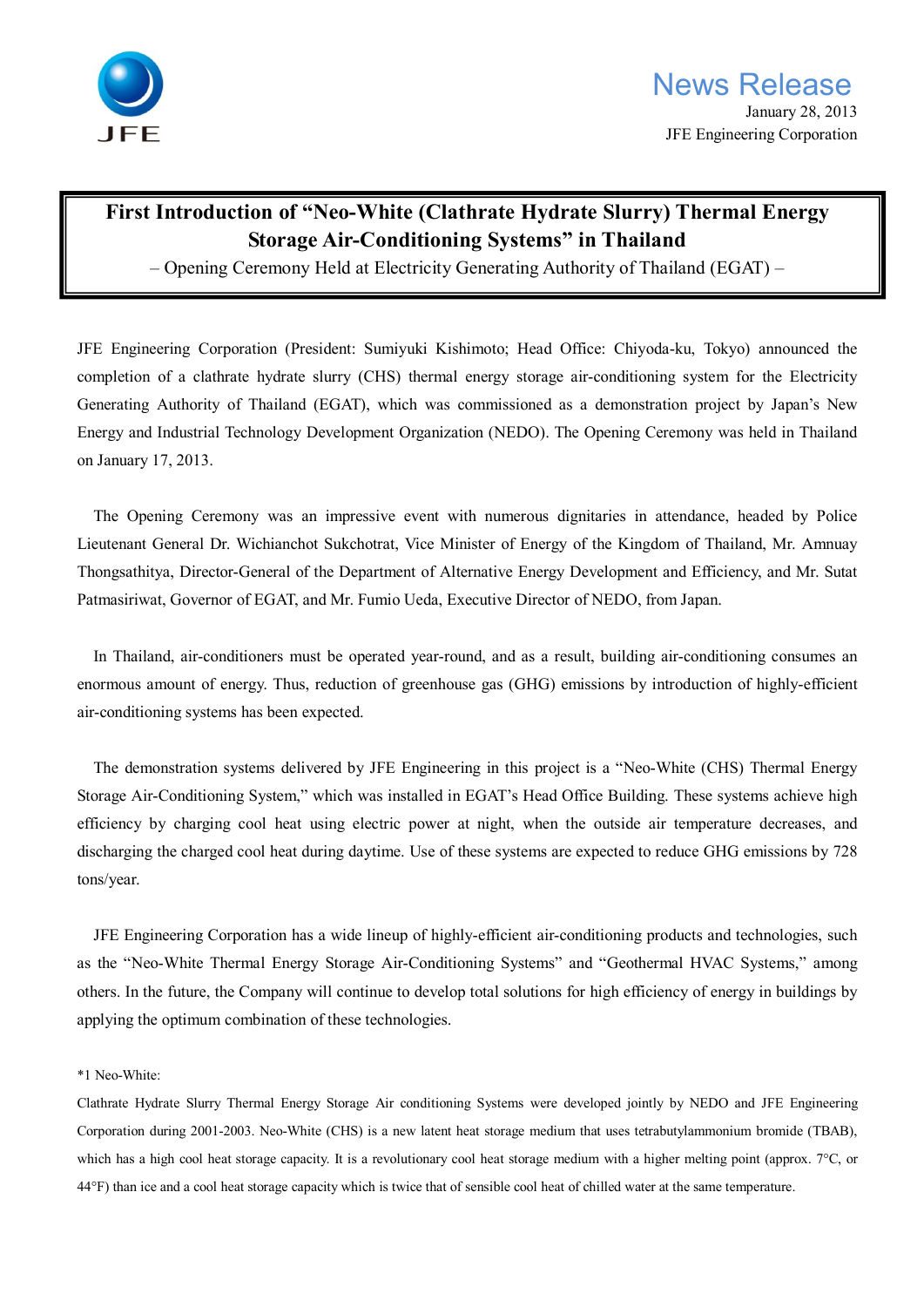JFE

News Release

January 28, 2013

JFE Engineering Corporation

# First Introduction of "Neo-White (Clathrate Hydrate Slurry) Thermal Energy Storage Air-Conditioning Systems" in Thailand

– Opening Ceremony Held at Electricity Generating Authority of Thailand (EGAT) –

JFE Engineering Corporation (President: Sumiyuki Kishimoto; Head Office: Chiyoda-ku, Tokyo) announced the completion of a clathrate hydrate slurry (CHS) thermal energy storage air-conditioning system for the Electricity Generating Authority of Thailand (EGAT), which was commissioned as a demonstration project by Japan's New Energy and Industrial Technology Development Organization (NEDO). The Opening Ceremony was held in Thailand on January 17, 2013.

The Opening Ceremony was an impressive event with numerous dignitaries in attendance, headed by Police Lieutenant General Dr. Wichianchot Sukchotrat, Vice Minister of Energy of the Kingdom of Thailand, Mr. Amnuay Thongsathitya, Director-General of the Department of Alternative Energy Development and Efficiency, and Mr. Sutat Patmasiriwat, Governor of EGAT, and Mr. Fumio Ueda, Executive Director of NEDO, from Japan.

In Thailand, air-conditioners must be operated year-round, and as a result, building air-conditioning consumes an enormous amount of energy. Thus, reduction of greenhouse gas (GHG) emissions by introduction of highly-efficient air-conditioning systems has been expected.

The demonstration systems delivered by JFE Engineering in this project is a "Neo-White (CHS) Thermal Energy Storage Air-Conditioning System," which was installed in EGAT's Head Office Building. These systems achieve high efficiency by charging cool heat using electric power at night, when the outside air temperature decreases, and discharging the charged cool heat during daytime. Use of these systems are expected to reduce GHG emissions by 728 tons/year.

JFE Engineering Corporation has a wide lineup of highly-efficient air-conditioning products and technologies, such as the "Neo-White Thermal Energy Storage Air-Conditioning Systems" and "Geothermal HVAC Systems," among others. In the future, the Company will continue to develop total solutions for high efficiency of energy in buildings by applying the optimum combination of these technologies.

*1 Neo-White:

Clathrate Hydrate Slurry Thermal Energy Storage Air conditioning Systems were developed jointly by NEDO and JFE Engineering Corporation during 2001-2003. Neo-White (CHS) is a new latent heat storage medium that uses tetrabutylammonium bromide (TBAB), which has a high cool heat storage capacity. It is a revolutionary cool heat storage medium with a higher melting point (approx. 7°C, or 44°F) than ice and a cool heat storage capacity which is twice that of sensible cool heat of chilled water at the same temperature.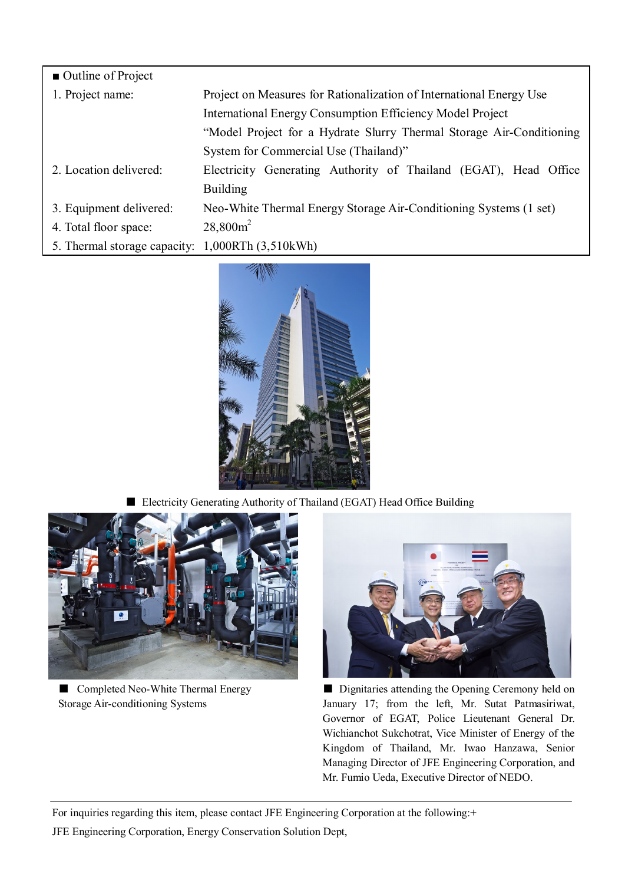■ Outline of Project

| | |
|---|---|
| 1. Project name: | Project on Measures for Rationalization of International Energy Use International Energy Consumption Efficiency Model Project "Model Project for a Hydrate Slurry Thermal Storage Air-Conditioning System for Commercial Use (Thailand)" |
| 2. Location delivered: | Electricity Generating Authority of Thailand (EGAT), Head Office Building |
| 3. Equipment delivered: | Neo-White Thermal Energy Storage Air-Conditioning Systems (1 set) |
| 4. Total floor space: | 28,800m$^2$ |
| 5. Thermal storage capacity: | 1,000RTh (3,510kWh) |

■ Electricity Generating Authority of Thailand (EGAT) Head Office Building

■ Completed Neo-White Thermal Energy Storage Air-conditioning Systems

■ Dignitaries attending the Opening Ceremony held on January 17; from the left, Mr. Sutat Patmasiriwat, Governor of EGAT, Police Lieutenant General Dr. Wichianchot Sukchotrat, Vice Minister of Energy of the Kingdom of Thailand, Mr. Iwao Hanzawa, Senior Managing Director of JFE Engineering Corporation, and Mr. Fumio Ueda, Executive Director of NEDO.

For inquiries regarding this item, please contact JFE Engineering Corporation at the following:+

JFE Engineering Corporation, Energy Conservation Solution Dept,